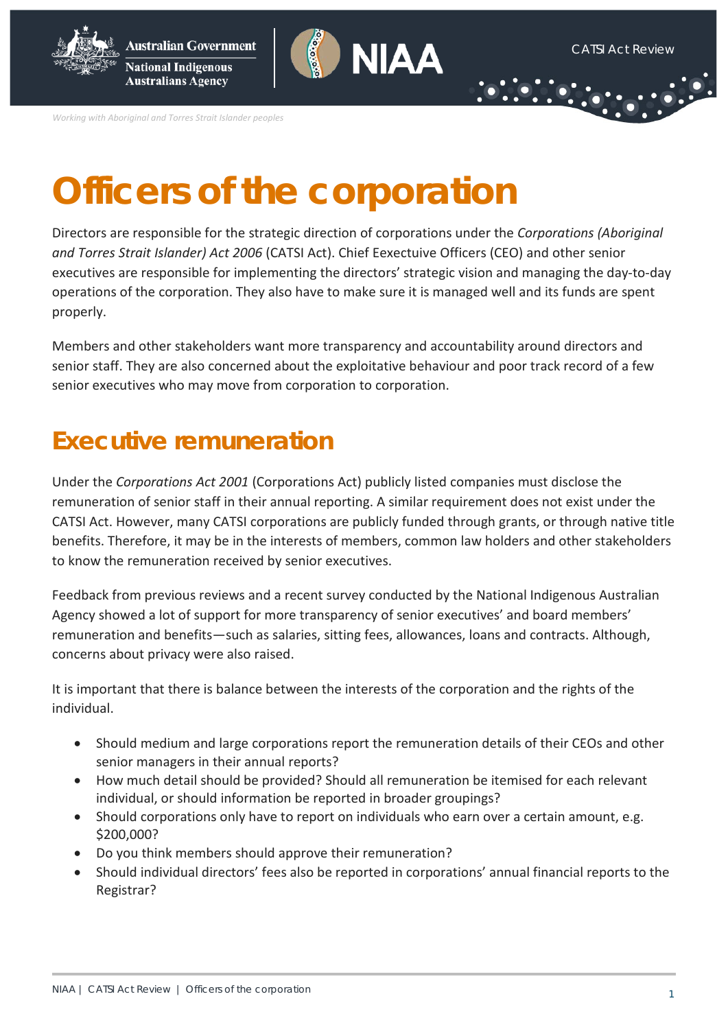# Officers of the corporation

Directors are responsible for the strategic direction of corporations under the *Corporations (Aboriginal and Torres Strait Islander) Act 2006* (CATSI Act). Chief Eexectuive Officers (CEO) and other senior executives are responsible for implementing the directors' strategic vision and managing the day-to-day operations of the corporation. They also have to make sure it is managed well and its funds are spent properly.

Members and other stakeholders want more transparency and accountability around directors and senior staff. They are also concerned about the exploitative behaviour and poor track record of a few senior executives who may move from corporation to corporation.

## Executive remuneration

Under the *Corporations Act 2001* (Corporations Act) publicly listed companies must disclose the remuneration of senior staff in their annual reporting. A similar requirement does not exist under the CATSI Act. However, many CATSI corporations are publicly funded through grants, or through native title benefits. Therefore, it may be in the interests of members, common law holders and other stakeholders to know the remuneration received by senior executives.

Feedback from previous reviews and a recent survey conducted by the National Indigenous Australian Agency showed a lot of support for more transparency of senior executives' and board members' remuneration and benefits—such as salaries, sitting fees, allowances, loans and contracts. Although, concerns about privacy were also raised.

It is important that there is balance between the interests of the corporation and the rights of the individual.

- Should medium and large corporations report the remuneration details of their CEOs and other senior managers in their annual reports?
- How much detail should be provided? Should all remuneration be itemised for each relevant individual, or should information be reported in broader groupings?
- Should corporations only have to report on individuals who earn over a certain amount, e.g. $200,000?
- Do you think members should approve their remuneration?
- Should individual directors' fees also be reported in corporations' annual financial reports to the Registrar?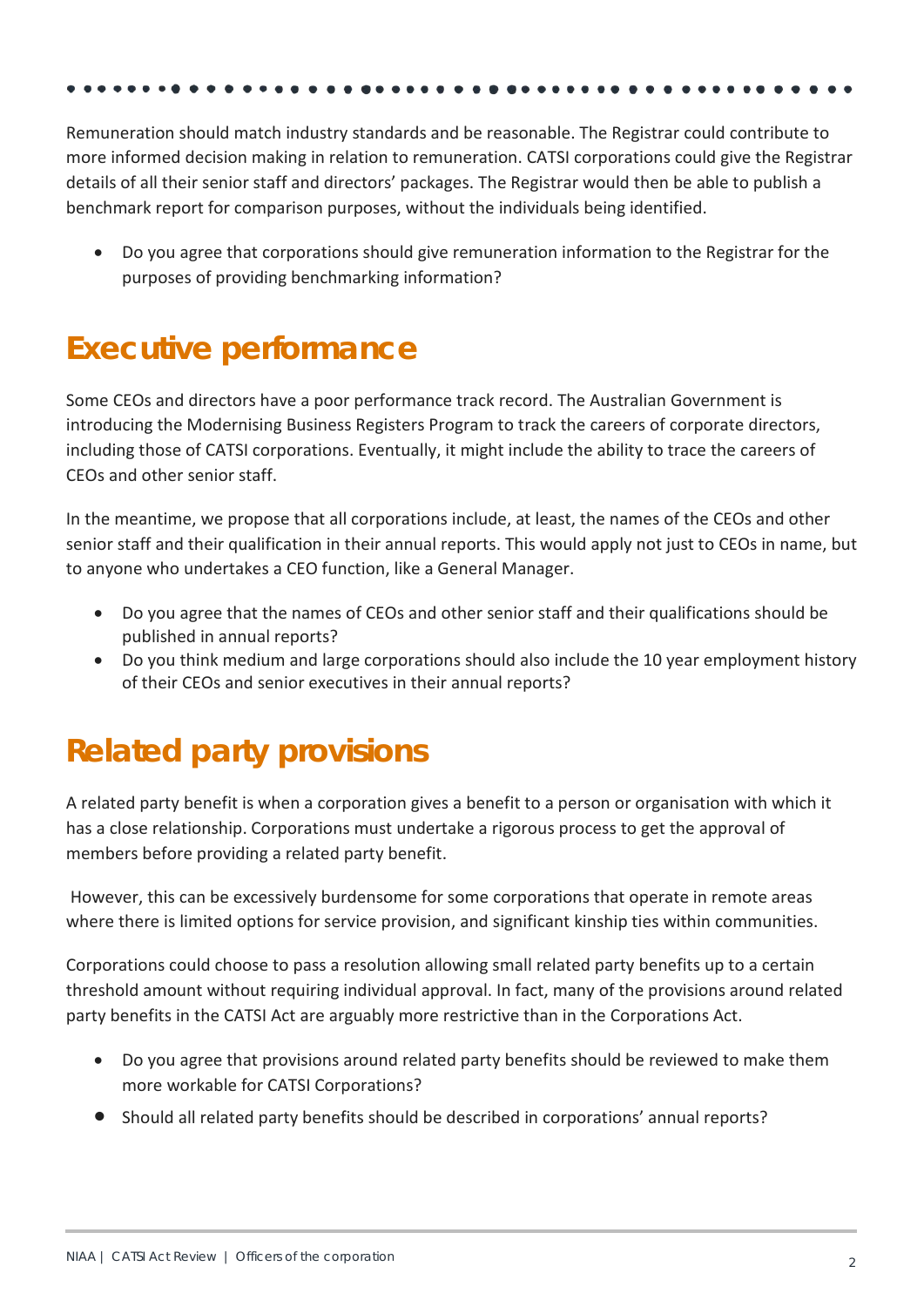Remuneration should match industry standards and be reasonable. The Registrar could contribute to more informed decision making in relation to remuneration. CATSI corporations could give the Registrar details of all their senior staff and directors' packages. The Registrar would then be able to publish a benchmark report for comparison purposes, without the individuals being identified.

- Do you agree that corporations should give remuneration information to the Registrar for the purposes of providing benchmarking information?

## Executive performance

Some CEOs and directors have a poor performance track record. The Australian Government is introducing the Modernising Business Registers Program to track the careers of corporate directors, including those of CATSI corporations. Eventually, it might include the ability to trace the careers of CEOs and other senior staff.

In the meantime, we propose that all corporations include, at least, the names of the CEOs and other senior staff and their qualification in their annual reports. This would apply not just to CEOs in name, but to anyone who undertakes a CEO function, like a General Manager.

- Do you agree that the names of CEOs and other senior staff and their qualifications should be published in annual reports?
- Do you think medium and large corporations should also include the 10 year employment history of their CEOs and senior executives in their annual reports?

## Related party provisions

A related party benefit is when a corporation gives a benefit to a person or organisation with which it has a close relationship. Corporations must undertake a rigorous process to get the approval of members before providing a related party benefit.

However, this can be excessively burdensome for some corporations that operate in remote areas where there is limited options for service provision, and significant kinship ties within communities.

Corporations could choose to pass a resolution allowing small related party benefits up to a certain threshold amount without requiring individual approval. In fact, many of the provisions around related party benefits in the CATSI Act are arguably more restrictive than in the Corporations Act.

- Do you agree that provisions around related party benefits should be reviewed to make them more workable for CATSI Corporations?
- Should all related party benefits should be described in corporations' annual reports?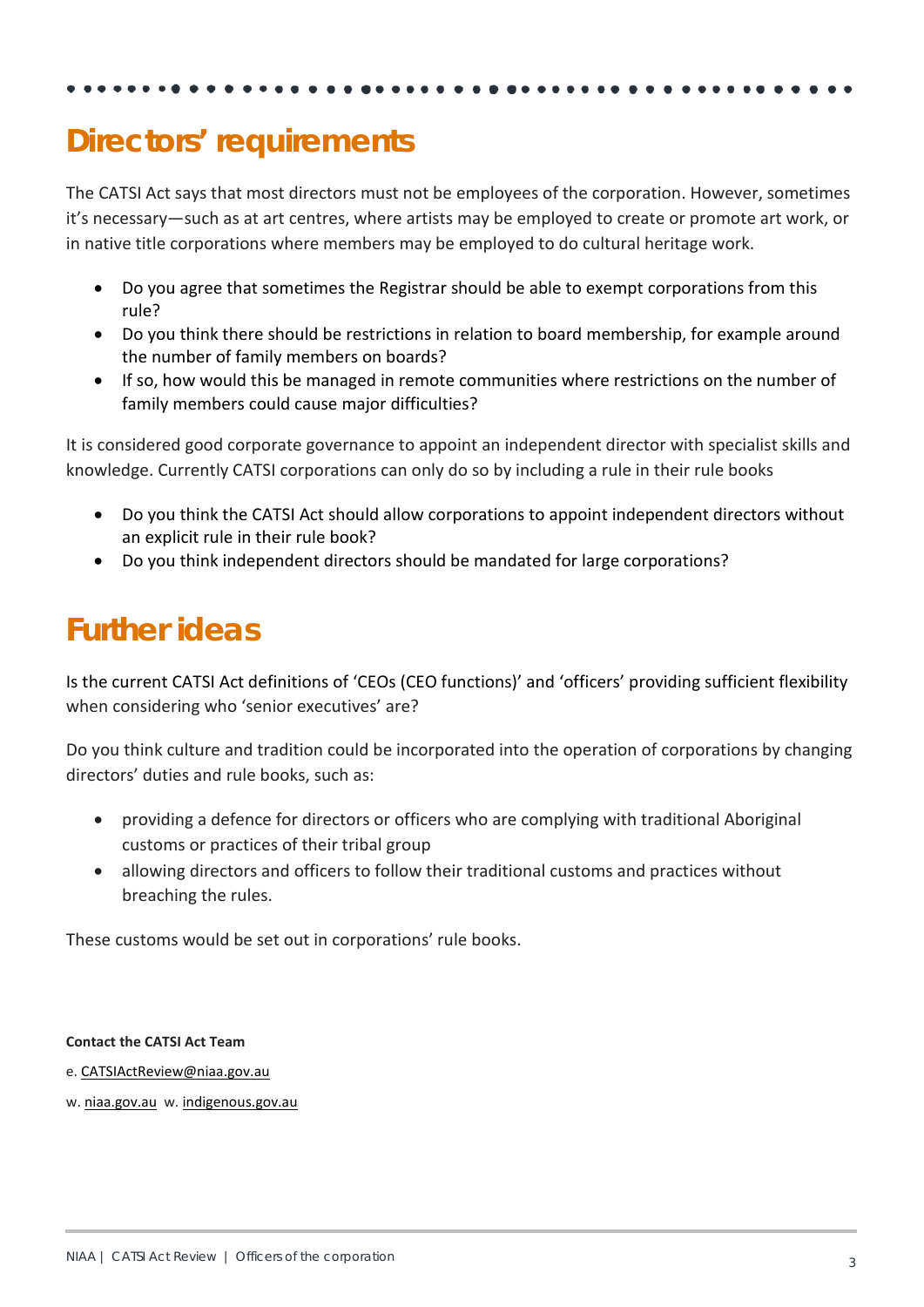## Directors' requirements

The CATSI Act says that most directors must not be employees of the corporation. However, sometimes it's necessary—such as at art centres, where artists may be employed to create or promote art work, or in native title corporations where members may be employed to do cultural heritage work.

- Do you agree that sometimes the Registrar should be able to exempt corporations from this rule?
- Do you think there should be restrictions in relation to board membership, for example around the number of family members on boards?
- If so, how would this be managed in remote communities where restrictions on the number of family members could cause major difficulties?

It is considered good corporate governance to appoint an independent director with specialist skills and knowledge. Currently CATSI corporations can only do so by including a rule in their rule books

- Do you think the CATSI Act should allow corporations to appoint independent directors without an explicit rule in their rule book?
- Do you think independent directors should be mandated for large corporations?

## Further ideas

Is the current CATSI Act definitions of 'CEOs (CEO functions)' and 'officers' providing sufficient flexibility when considering who 'senior executives' are?

Do you think culture and tradition could be incorporated into the operation of corporations by changing directors' duties and rule books, such as:

- providing a defence for directors or officers who are complying with traditional Aboriginal customs or practices of their tribal group
- allowing directors and officers to follow their traditional customs and practices without breaching the rules.

These customs would be set out in corporations' rule books.

**Contact the CATSI Act Team**

e. CATSIActReview@niaa.gov.au

w. niaa.gov.au w. indigenous.gov.au